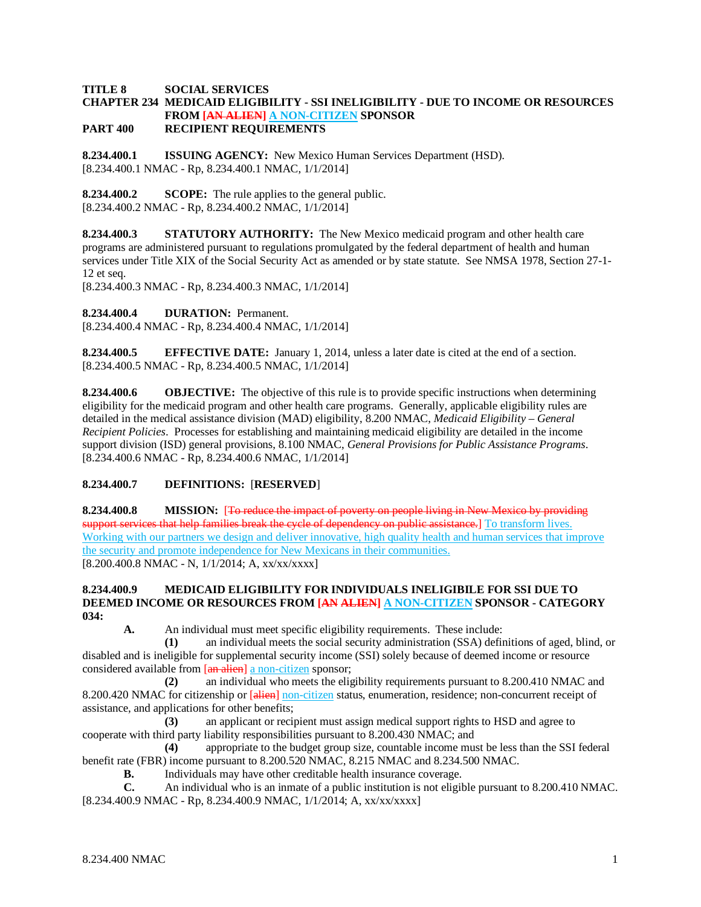**TITLE 8 SOCIAL SERVICES**
**CHAPTER 234 MEDICAID ELIGIBILITY - SSI INELIGIBILITY - DUE TO INCOME OR RESOURCES FROM [~~AN ALIEN~~] A NON-CITIZEN SPONSOR**
**PART 400 RECIPIENT REQUIREMENTS**

**8.234.400.1 ISSUING AGENCY:** New Mexico Human Services Department (HSD).
[8.234.400.1 NMAC - Rp, 8.234.400.1 NMAC, 1/1/2014]

**8.234.400.2 SCOPE:** The rule applies to the general public.
[8.234.400.2 NMAC - Rp, 8.234.400.2 NMAC, 1/1/2014]

**8.234.400.3 STATUTORY AUTHORITY:** The New Mexico medicaid program and other health care programs are administered pursuant to regulations promulgated by the federal department of health and human services under Title XIX of the Social Security Act as amended or by state statute. See NMSA 1978, Section 27-1-12 et seq.
[8.234.400.3 NMAC - Rp, 8.234.400.3 NMAC, 1/1/2014]

**8.234.400.4 DURATION:** Permanent.
[8.234.400.4 NMAC - Rp, 8.234.400.4 NMAC, 1/1/2014]

**8.234.400.5 EFFECTIVE DATE:** January 1, 2014, unless a later date is cited at the end of a section.
[8.234.400.5 NMAC - Rp, 8.234.400.5 NMAC, 1/1/2014]

**8.234.400.6 OBJECTIVE:** The objective of this rule is to provide specific instructions when determining eligibility for the medicaid program and other health care programs. Generally, applicable eligibility rules are detailed in the medical assistance division (MAD) eligibility, 8.200 NMAC, *Medicaid Eligibility – General Recipient Policies*. Processes for establishing and maintaining medicaid eligibility are detailed in the income support division (ISD) general provisions, 8.100 NMAC, *General Provisions for Public Assistance Programs*.
[8.234.400.6 NMAC - Rp, 8.234.400.6 NMAC, 1/1/2014]

**8.234.400.7 DEFINITIONS:** [**RESERVED**]

**8.234.400.8 MISSION:** [~~To reduce the impact of poverty on people living in New Mexico by providing support services that help families break the cycle of dependency on public assistance.~~] To transform lives. Working with our partners we design and deliver innovative, high quality health and human services that improve the security and promote independence for New Mexicans in their communities.
[8.200.400.8 NMAC - N, 1/1/2014; A, xx/xx/xxxx]

**8.234.400.9 MEDICAID ELIGIBILITY FOR INDIVIDUALS INELIGIBILE FOR SSI DUE TO DEEMED INCOME OR RESOURCES FROM [AN ~~ALIEN~~] A NON-CITIZEN SPONSOR - CATEGORY 034:**

**A.** An individual must meet specific eligibility requirements. These include:

**(1)** an individual meets the social security administration (SSA) definitions of aged, blind, or disabled and is ineligible for supplemental security income (SSI) solely because of deemed income or resource considered available from [~~an alien~~] a non-citizen sponsor;

**(2)** an individual who meets the eligibility requirements pursuant to 8.200.410 NMAC and 8.200.420 NMAC for citizenship or [~~alien~~] non-citizen status, enumeration, residence; non-concurrent receipt of assistance, and applications for other benefits;

**(3)** an applicant or recipient must assign medical support rights to HSD and agree to cooperate with third party liability responsibilities pursuant to 8.200.430 NMAC; and

**(4)** appropriate to the budget group size, countable income must be less than the SSI federal benefit rate (FBR) income pursuant to 8.200.520 NMAC, 8.215 NMAC and 8.234.500 NMAC.

**B.** Individuals may have other creditable health insurance coverage.

**C.** An individual who is an inmate of a public institution is not eligible pursuant to 8.200.410 NMAC.
[8.234.400.9 NMAC - Rp, 8.234.400.9 NMAC, 1/1/2014; A, xx/xx/xxxx]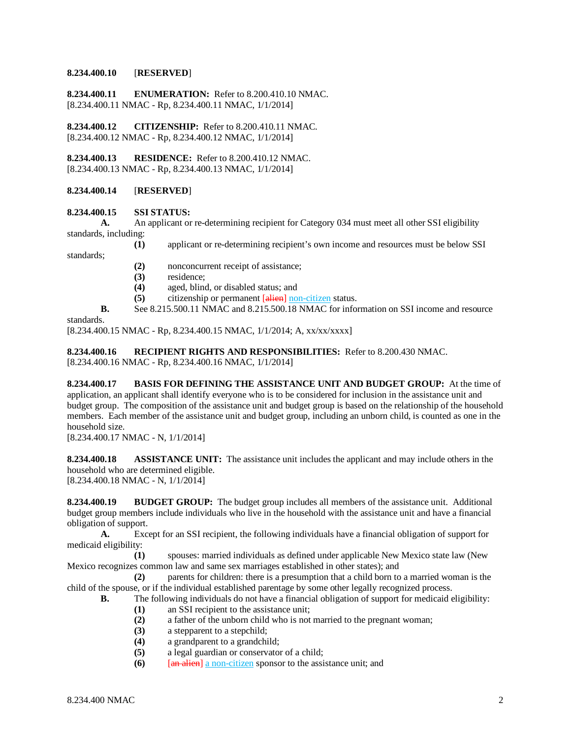**8.234.400.10** [**RESERVED**]

**8.234.400.11 ENUMERATION:** Refer to 8.200.410.10 NMAC.
[8.234.400.11 NMAC - Rp, 8.234.400.11 NMAC, 1/1/2014]

**8.234.400.12 CITIZENSHIP:** Refer to 8.200.410.11 NMAC.
[8.234.400.12 NMAC - Rp, 8.234.400.12 NMAC, 1/1/2014]

**8.234.400.13 RESIDENCE:** Refer to 8.200.410.12 NMAC.
[8.234.400.13 NMAC - Rp, 8.234.400.13 NMAC, 1/1/2014]

**8.234.400.14** [**RESERVED**]

**8.234.400.15 SSI STATUS:**

**A.** An applicant or re-determining recipient for Category 034 must meet all other SSI eligibility standards, including:

**(1)** applicant or re-determining recipient's own income and resources must be below SSI standards;

**(2)** nonconcurrent receipt of assistance;

**(3)** residence;

**(4)** aged, blind, or disabled status; and

**(5)** citizenship or permanent [~~alien~~] non-citizen status.

**B.** See 8.215.500.11 NMAC and 8.215.500.18 NMAC for information on SSI income and resource standards.

[8.234.400.15 NMAC - Rp, 8.234.400.15 NMAC, 1/1/2014; A, xx/xx/xxxx]

**8.234.400.16 RECIPIENT RIGHTS AND RESPONSIBILITIES:** Refer to 8.200.430 NMAC.
[8.234.400.16 NMAC - Rp, 8.234.400.16 NMAC, 1/1/2014]

**8.234.400.17 BASIS FOR DEFINING THE ASSISTANCE UNIT AND BUDGET GROUP:** At the time of application, an applicant shall identify everyone who is to be considered for inclusion in the assistance unit and budget group. The composition of the assistance unit and budget group is based on the relationship of the household members. Each member of the assistance unit and budget group, including an unborn child, is counted as one in the household size.
[8.234.400.17 NMAC - N, 1/1/2014]

**8.234.400.18 ASSISTANCE UNIT:** The assistance unit includes the applicant and may include others in the household who are determined eligible.
[8.234.400.18 NMAC - N, 1/1/2014]

**8.234.400.19 BUDGET GROUP:** The budget group includes all members of the assistance unit. Additional budget group members include individuals who live in the household with the assistance unit and have a financial obligation of support.

**A.** Except for an SSI recipient, the following individuals have a financial obligation of support for medicaid eligibility:

**(1)** spouses: married individuals as defined under applicable New Mexico state law (New Mexico recognizes common law and same sex marriages established in other states); and

**(2)** parents for children: there is a presumption that a child born to a married woman is the child of the spouse, or if the individual established parentage by some other legally recognized process.

**B.** The following individuals do not have a financial obligation of support for medicaid eligibility:

**(1)** an SSI recipient to the assistance unit;

**(2)** a father of the unborn child who is not married to the pregnant woman;

**(3)** a stepparent to a stepchild;

**(4)** a grandparent to a grandchild;

**(5)** a legal guardian or conservator of a child;

**(6)** [~~an alien~~] a non-citizen sponsor to the assistance unit; and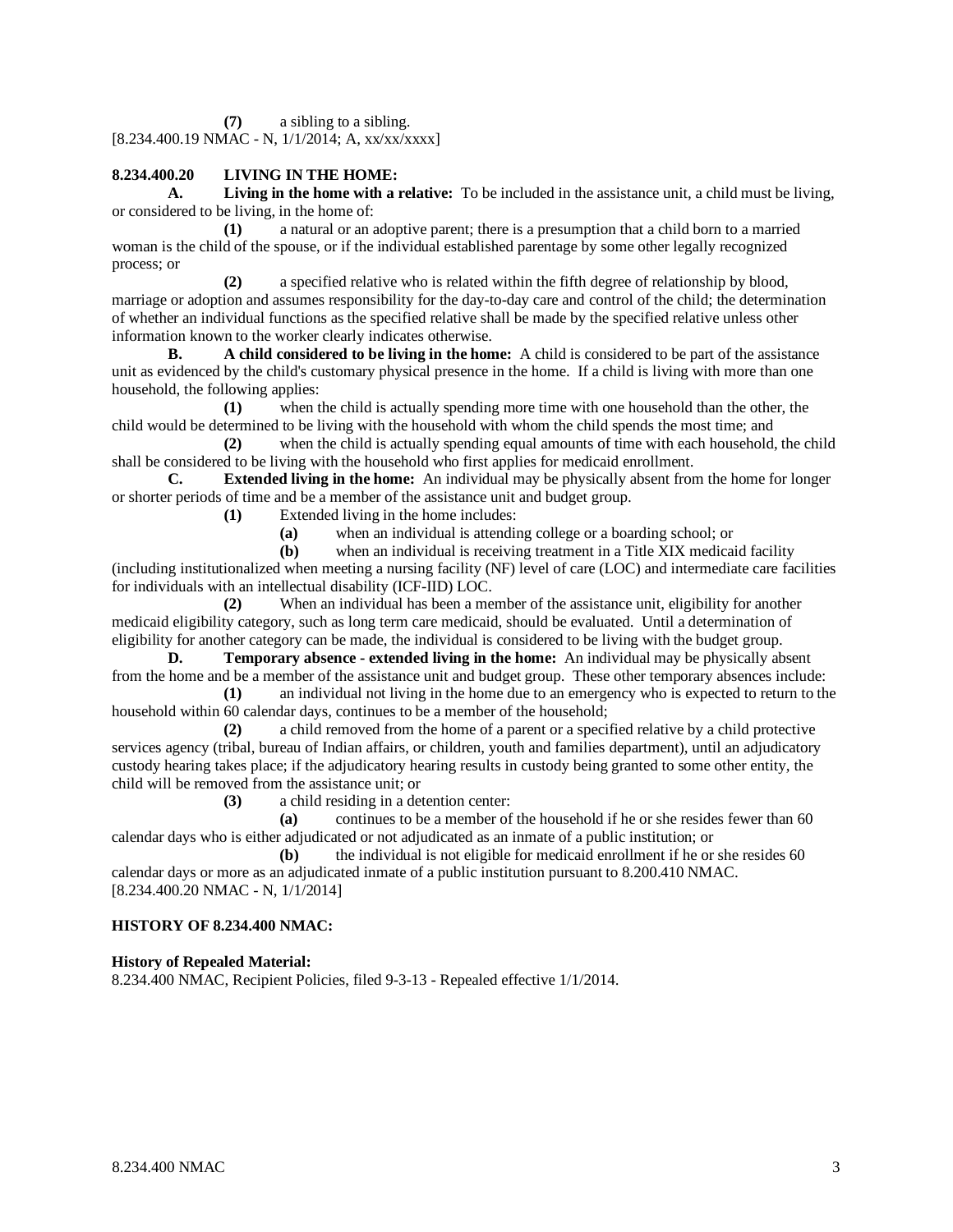**(7)** a sibling to a sibling.
[8.234.400.19 NMAC - N, 1/1/2014; A, xx/xx/xxxx]

**8.234.400.20 LIVING IN THE HOME:**

**A. Living in the home with a relative:** To be included in the assistance unit, a child must be living, or considered to be living, in the home of:

**(1)** a natural or an adoptive parent; there is a presumption that a child born to a married woman is the child of the spouse, or if the individual established parentage by some other legally recognized process; or

**(2)** a specified relative who is related within the fifth degree of relationship by blood, marriage or adoption and assumes responsibility for the day-to-day care and control of the child; the determination of whether an individual functions as the specified relative shall be made by the specified relative unless other information known to the worker clearly indicates otherwise.

**B. A child considered to be living in the home:** A child is considered to be part of the assistance unit as evidenced by the child's customary physical presence in the home. If a child is living with more than one household, the following applies:

**(1)** when the child is actually spending more time with one household than the other, the child would be determined to be living with the household with whom the child spends the most time; and

**(2)** when the child is actually spending equal amounts of time with each household, the child shall be considered to be living with the household who first applies for medicaid enrollment.

**C. Extended living in the home:** An individual may be physically absent from the home for longer or shorter periods of time and be a member of the assistance unit and budget group.

**(1)** Extended living in the home includes:

**(a)** when an individual is attending college or a boarding school; or

**(b)** when an individual is receiving treatment in a Title XIX medicaid facility (including institutionalized when meeting a nursing facility (NF) level of care (LOC) and intermediate care facilities for individuals with an intellectual disability (ICF-IID) LOC.

**(2)** When an individual has been a member of the assistance unit, eligibility for another medicaid eligibility category, such as long term care medicaid, should be evaluated. Until a determination of eligibility for another category can be made, the individual is considered to be living with the budget group.

**D. Temporary absence - extended living in the home:** An individual may be physically absent from the home and be a member of the assistance unit and budget group. These other temporary absences include:

**(1)** an individual not living in the home due to an emergency who is expected to return to the household within 60 calendar days, continues to be a member of the household;

**(2)** a child removed from the home of a parent or a specified relative by a child protective services agency (tribal, bureau of Indian affairs, or children, youth and families department), until an adjudicatory custody hearing takes place; if the adjudicatory hearing results in custody being granted to some other entity, the child will be removed from the assistance unit; or

**(3)** a child residing in a detention center:

**(a)** continues to be a member of the household if he or she resides fewer than 60 calendar days who is either adjudicated or not adjudicated as an inmate of a public institution; or

**(b)** the individual is not eligible for medicaid enrollment if he or she resides 60 calendar days or more as an adjudicated inmate of a public institution pursuant to 8.200.410 NMAC.

[8.234.400.20 NMAC - N, 1/1/2014]

**HISTORY OF 8.234.400 NMAC:**

**History of Repealed Material:**
8.234.400 NMAC, Recipient Policies, filed 9-3-13 - Repealed effective 1/1/2014.